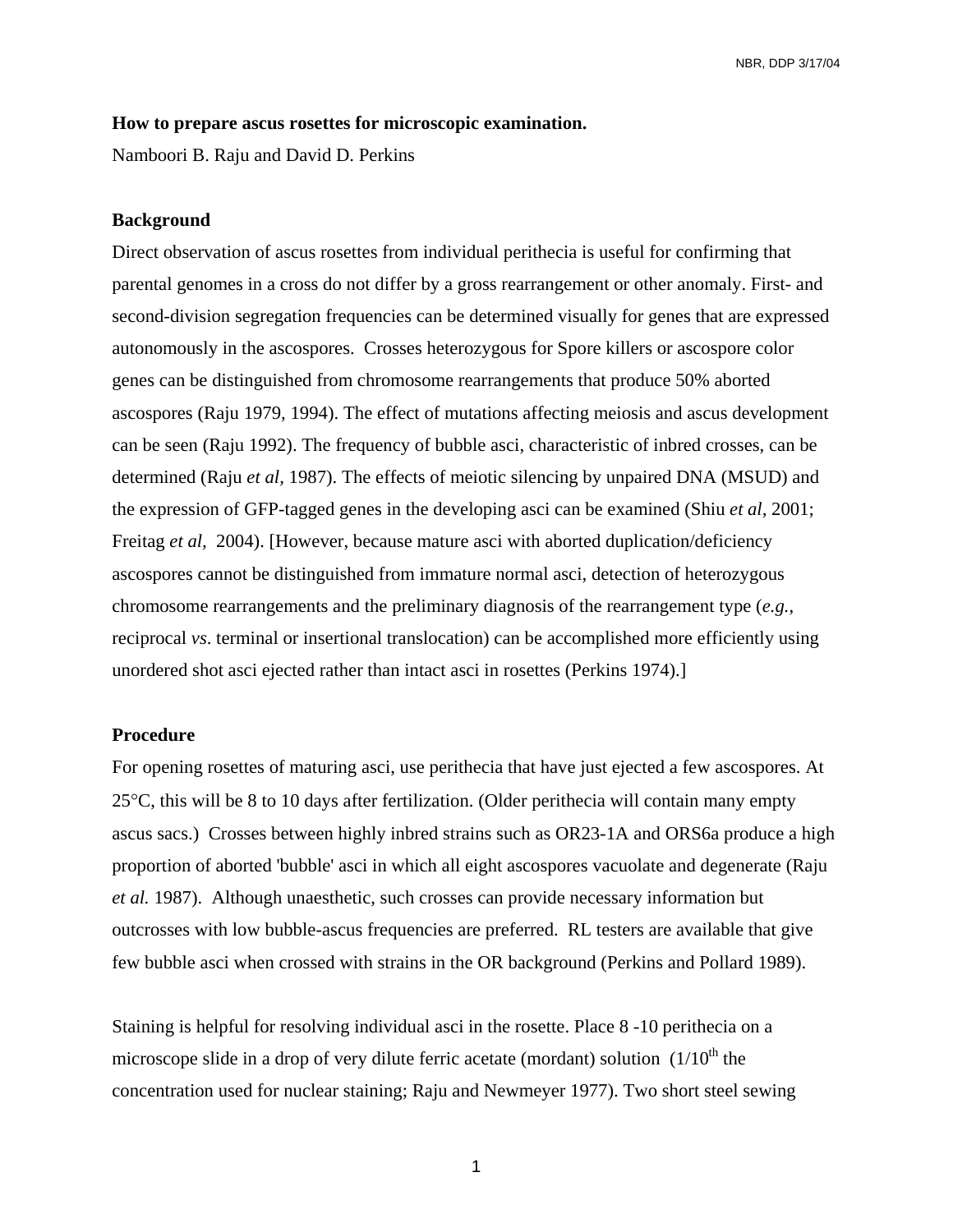**How to prepare ascus rosettes for microscopic examination.**

Namboori B. Raju and David D. Perkins

**Background**

Direct observation of ascus rosettes from individual perithecia is useful for confirming that parental genomes in a cross do not differ by a gross rearrangement or other anomaly. First- and second-division segregation frequencies can be determined visually for genes that are expressed autonomously in the ascospores. Crosses heterozygous for Spore killers or ascospore color genes can be distinguished from chromosome rearrangements that produce 50% aborted ascospores (Raju 1979, 1994). The effect of mutations affecting meiosis and ascus development can be seen (Raju 1992). The frequency of bubble asci, characteristic of inbred crosses, can be determined (Raju *et al,* 1987). The effects of meiotic silencing by unpaired DNA (MSUD) and the expression of GFP-tagged genes in the developing asci can be examined (Shiu *et al*, 2001; Freitag *et al*, 2004). [However, because mature asci with aborted duplication/deficiency ascospores cannot be distinguished from immature normal asci, detection of heterozygous chromosome rearrangements and the preliminary diagnosis of the rearrangement type (*e.g.*, reciprocal *vs*. terminal or insertional translocation) can be accomplished more efficiently using unordered shot asci ejected rather than intact asci in rosettes (Perkins 1974).]

**Procedure**

For opening rosettes of maturing asci, use perithecia that have just ejected a few ascospores. At 25°C, this will be 8 to 10 days after fertilization. (Older perithecia will contain many empty ascus sacs.) Crosses between highly inbred strains such as OR23-1A and ORS6a produce a high proportion of aborted 'bubble' asci in which all eight ascospores vacuolate and degenerate (Raju *et al.* 1987). Although unaesthetic, such crosses can provide necessary information but outcrosses with low bubble-ascus frequencies are preferred. RL testers are available that give few bubble asci when crossed with strains in the OR background (Perkins and Pollard 1989).

Staining is helpful for resolving individual asci in the rosette. Place 8 -10 perithecia on a microscope slide in a drop of very dilute ferric acetate (mordant) solution ($1/10^{th}$ the concentration used for nuclear staining; Raju and Newmeyer 1977). Two short steel sewing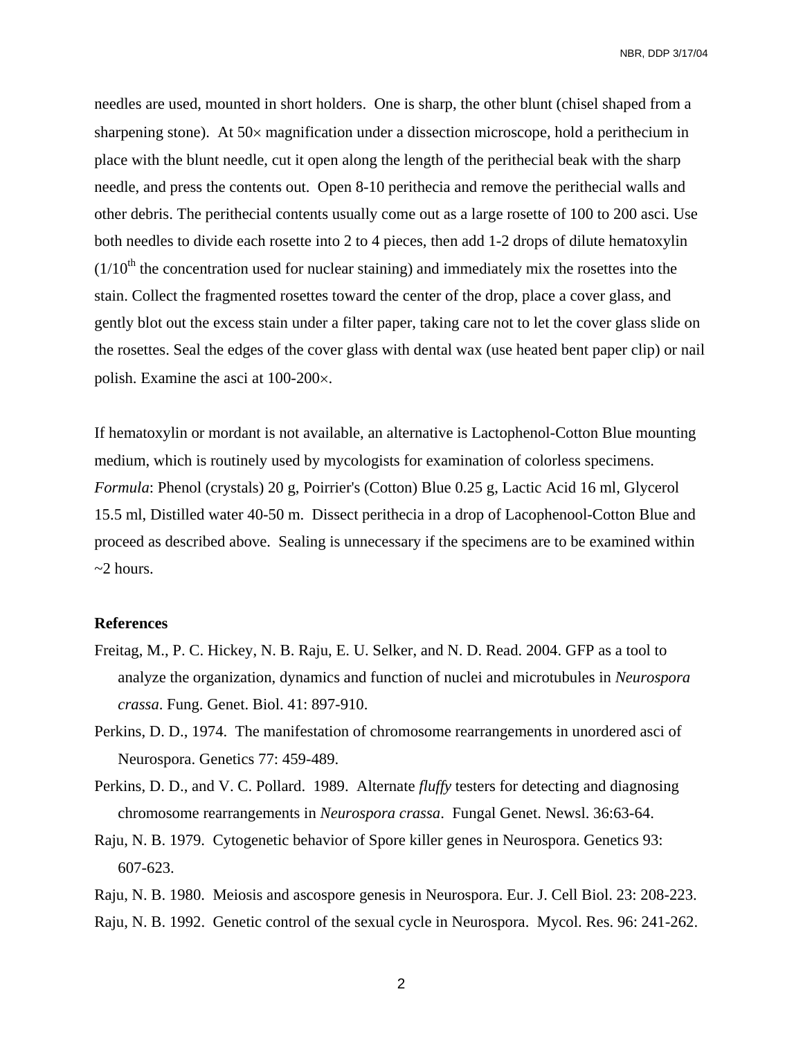needles are used, mounted in short holders. One is sharp, the other blunt (chisel shaped from a sharpening stone). At 50× magnification under a dissection microscope, hold a perithecium in place with the blunt needle, cut it open along the length of the perithecial beak with the sharp needle, and press the contents out. Open 8-10 perithecia and remove the perithecial walls and other debris. The perithecial contents usually come out as a large rosette of 100 to 200 asci. Use both needles to divide each rosette into 2 to 4 pieces, then add 1-2 drops of dilute hematoxylin ($1/10^{th}$ the concentration used for nuclear staining) and immediately mix the rosettes into the stain. Collect the fragmented rosettes toward the center of the drop, place a cover glass, and gently blot out the excess stain under a filter paper, taking care not to let the cover glass slide on the rosettes. Seal the edges of the cover glass with dental wax (use heated bent paper clip) or nail polish. Examine the asci at 100-200×.

If hematoxylin or mordant is not available, an alternative is Lactophenol-Cotton Blue mounting medium, which is routinely used by mycologists for examination of colorless specimens. *Formula*: Phenol (crystals) 20 g, Poirrier's (Cotton) Blue 0.25 g, Lactic Acid 16 ml, Glycerol 15.5 ml, Distilled water 40-50 m. Dissect perithecia in a drop of Lacophenool-Cotton Blue and proceed as described above. Sealing is unnecessary if the specimens are to be examined within ~2 hours.

**References**

Freitag, M., P. C. Hickey, N. B. Raju, E. U. Selker, and N. D. Read. 2004. GFP as a tool to analyze the organization, dynamics and function of nuclei and microtubules in *Neurospora crassa*. Fung. Genet. Biol. 41: 897-910.

Perkins, D. D., 1974. The manifestation of chromosome rearrangements in unordered asci of Neurospora. Genetics 77: 459-489.

Perkins, D. D., and V. C. Pollard. 1989. Alternate *fluffy* testers for detecting and diagnosing chromosome rearrangements in *Neurospora crassa*. Fungal Genet. Newsl. 36:63-64.

Raju, N. B. 1979. Cytogenetic behavior of Spore killer genes in Neurospora. Genetics 93: 607-623.

Raju, N. B. 1980. Meiosis and ascospore genesis in Neurospora. Eur. J. Cell Biol. 23: 208-223.

Raju, N. B. 1992. Genetic control of the sexual cycle in Neurospora. Mycol. Res. 96: 241-262.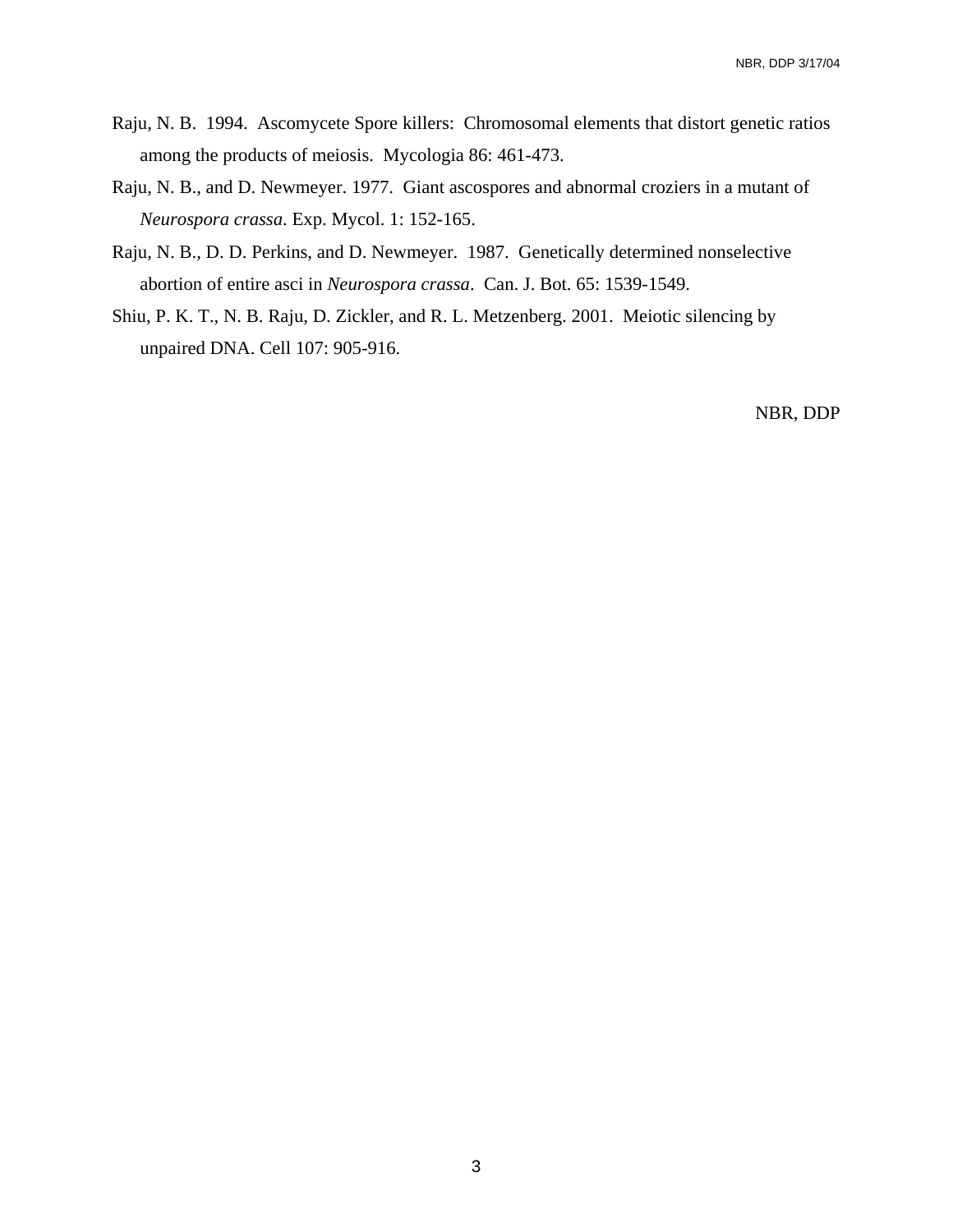Raju, N. B. 1994. Ascomycete Spore killers: Chromosomal elements that distort genetic ratios among the products of meiosis. Mycologia 86: 461-473.

Raju, N. B., and D. Newmeyer. 1977. Giant ascospores and abnormal croziers in a mutant of *Neurospora crassa*. Exp. Mycol. 1: 152-165.

Raju, N. B., D. D. Perkins, and D. Newmeyer. 1987. Genetically determined nonselective abortion of entire asci in *Neurospora crassa*. Can. J. Bot. 65: 1539-1549.

Shiu, P. K. T., N. B. Raju, D. Zickler, and R. L. Metzenberg. 2001. Meiotic silencing by unpaired DNA. Cell 107: 905-916.

NBR, DDP